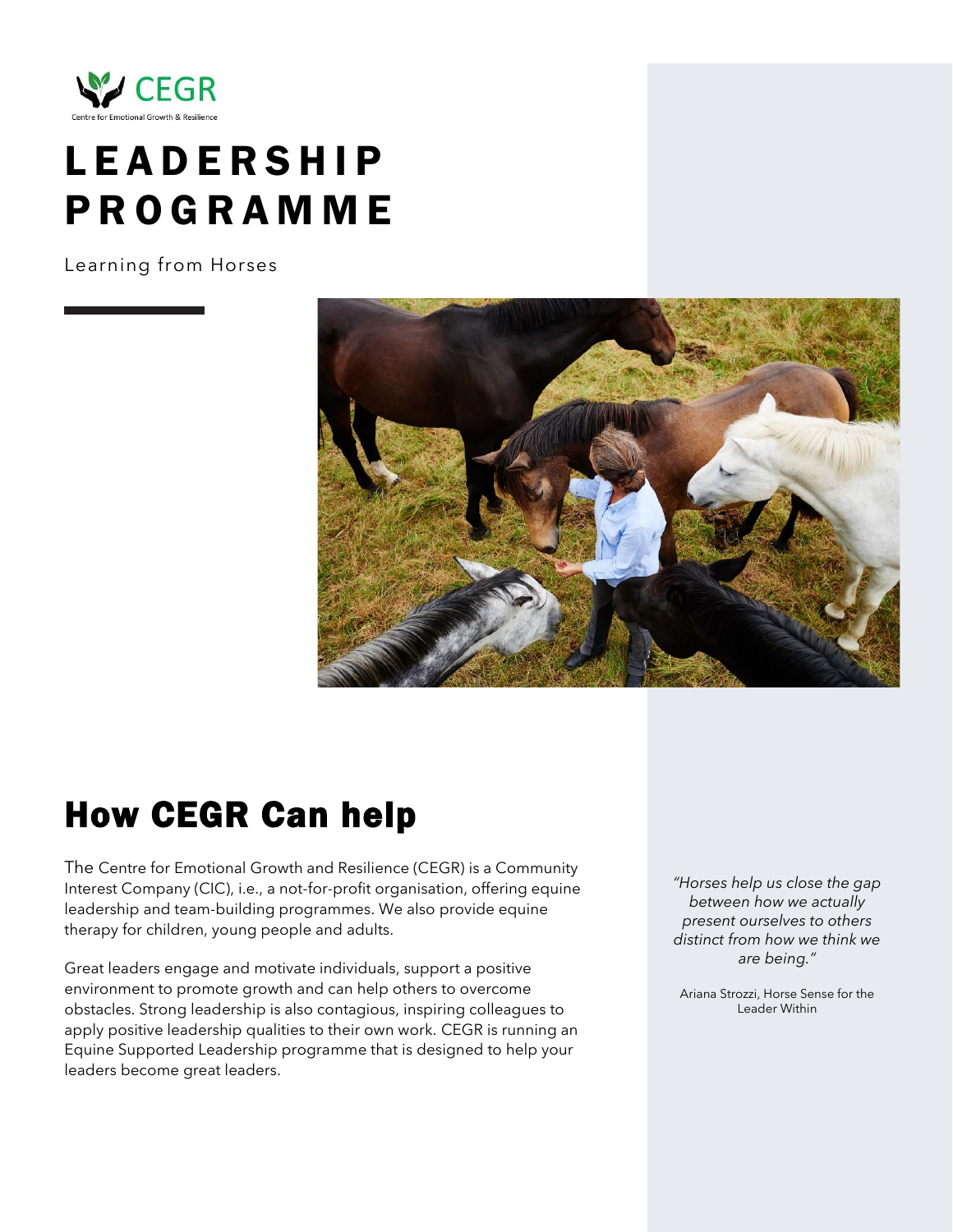CEGR

Centre for Emotional Growth & Resilience

# LEADERSHIP PROGRAMME

Learning from Horses

## How CEGR Can help

The Centre for Emotional Growth and Resilience (CEGR) is a Community Interest Company (CIC), i.e., a not-for-profit organisation, offering equine leadership and team-building programmes. We also provide equine therapy for children, young people and adults.

Great leaders engage and motivate individuals, support a positive environment to promote growth and can help others to overcome obstacles. Strong leadership is also contagious, inspiring colleagues to apply positive leadership qualities to their own work. CEGR is running an Equine Supported Leadership programme that is designed to help your leaders become great leaders.

*"Horses help us close the gap between how we actually present ourselves to others distinct from how we think we are being."*

Ariana Strozzi, Horse Sense for the Leader Within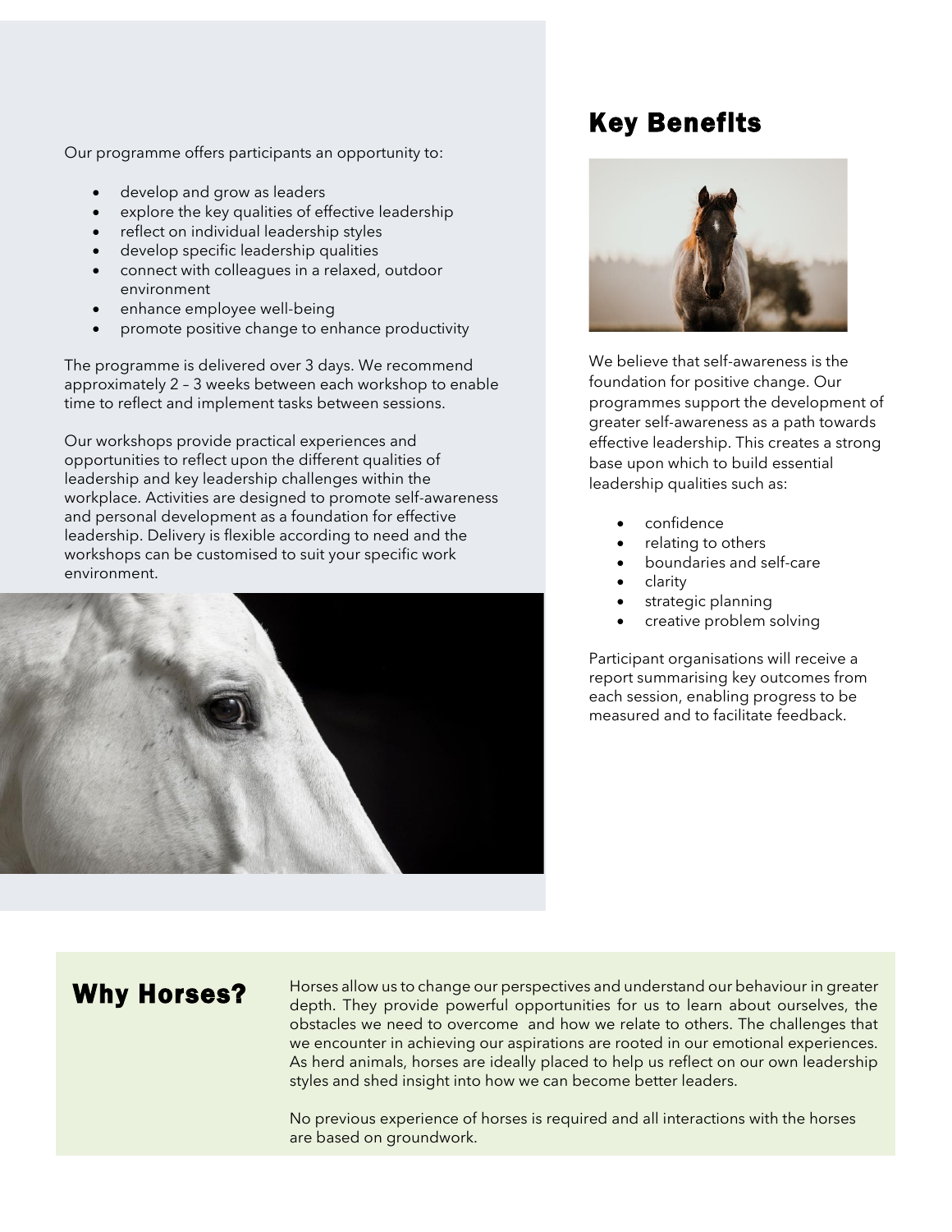Our programme offers participants an opportunity to:

- develop and grow as leaders
- explore the key qualities of effective leadership
- reflect on individual leadership styles
- develop specific leadership qualities
- connect with colleagues in a relaxed, outdoor environment
- enhance employee well-being
- promote positive change to enhance productivity

The programme is delivered over 3 days. We recommend approximately 2 – 3 weeks between each workshop to enable time to reflect and implement tasks between sessions.

Our workshops provide practical experiences and opportunities to reflect upon the different qualities of leadership and key leadership challenges within the workplace. Activities are designed to promote self-awareness and personal development as a foundation for effective leadership. Delivery is flexible according to need and the workshops can be customised to suit your specific work environment.

## Key Benefits

We believe that self-awareness is the foundation for positive change. Our programmes support the development of greater self-awareness as a path towards effective leadership. This creates a strong base upon which to build essential leadership qualities such as:

- confidence
- relating to others
- boundaries and self-care
- clarity
- strategic planning
- creative problem solving

Participant organisations will receive a report summarising key outcomes from each session, enabling progress to be measured and to facilitate feedback.

## Why Horses?

Horses allow us to change our perspectives and understand our behaviour in greater depth. They provide powerful opportunities for us to learn about ourselves, the obstacles we need to overcome and how we relate to others. The challenges that we encounter in achieving our aspirations are rooted in our emotional experiences. As herd animals, horses are ideally placed to help us reflect on our own leadership styles and shed insight into how we can become better leaders.

No previous experience of horses is required and all interactions with the horses are based on groundwork.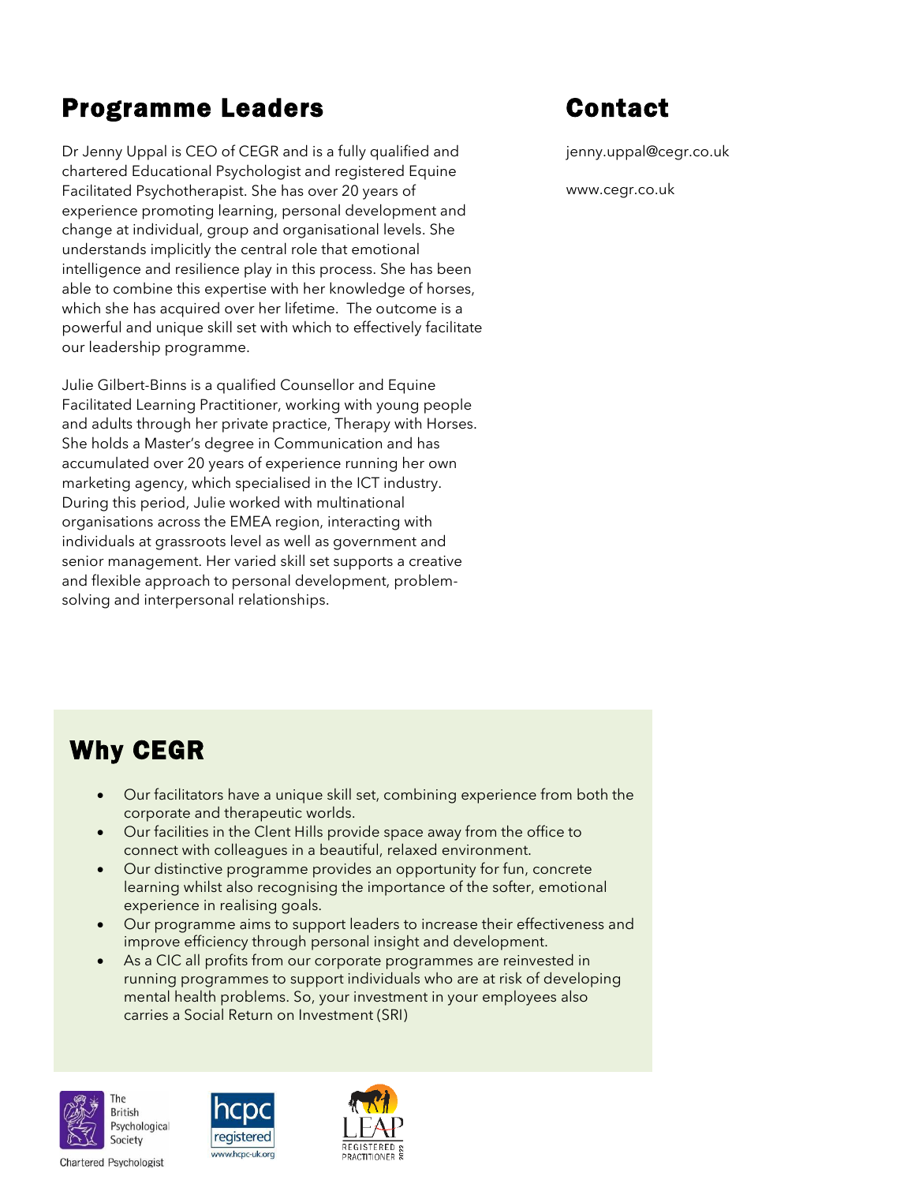## Programme Leaders

Dr Jenny Uppal is CEO of CEGR and is a fully qualified and chartered Educational Psychologist and registered Equine Facilitated Psychotherapist. She has over 20 years of experience promoting learning, personal development and change at individual, group and organisational levels. She understands implicitly the central role that emotional intelligence and resilience play in this process. She has been able to combine this expertise with her knowledge of horses, which she has acquired over her lifetime. The outcome is a powerful and unique skill set with which to effectively facilitate our leadership programme.

Julie Gilbert-Binns is a qualified Counsellor and Equine Facilitated Learning Practitioner, working with young people and adults through her private practice, Therapy with Horses. She holds a Master's degree in Communication and has accumulated over 20 years of experience running her own marketing agency, which specialised in the ICT industry. During this period, Julie worked with multinational organisations across the EMEA region, interacting with individuals at grassroots level as well as government and senior management. Her varied skill set supports a creative and flexible approach to personal development, problem-solving and interpersonal relationships.

## Contact

jenny.uppal@cegr.co.uk

www.cegr.co.uk

## Why CEGR

- Our facilitators have a unique skill set, combining experience from both the corporate and therapeutic worlds.
- Our facilities in the Clent Hills provide space away from the office to connect with colleagues in a beautiful, relaxed environment.
- Our distinctive programme provides an opportunity for fun, concrete learning whilst also recognising the importance of the softer, emotional experience in realising goals.
- Our programme aims to support leaders to increase their effectiveness and improve efficiency through personal insight and development.
- As a CIC all profits from our corporate programmes are reinvested in running programmes to support individuals who are at risk of developing mental health problems. So, your investment in your employees also carries a Social Return on Investment (SRI)

The British Psychological Society

Chartered Psychologist

hcpc registered

www.hcpc-uk.org

LEAP

REGISTERED PRACTITIONER 2022